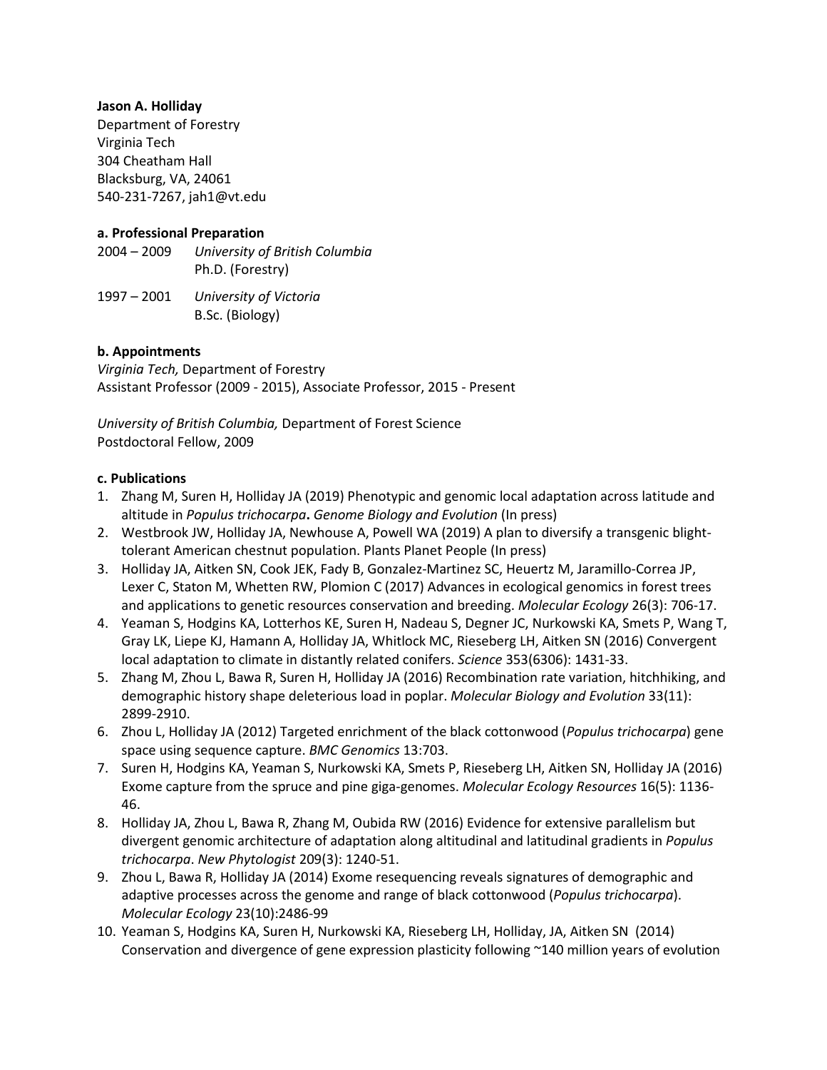**Jason A. Holliday**
Department of Forestry
Virginia Tech
304 Cheatham Hall
Blacksburg, VA, 24061
540-231-7267, jah1@vt.edu

**a. Professional Preparation**

2004 – 2009 *University of British Columbia*
Ph.D. (Forestry)

1997 – 2001 *University of Victoria*
B.Sc. (Biology)

**b. Appointments**

*Virginia Tech,* Department of Forestry
Assistant Professor (2009 - 2015), Associate Professor, 2015 - Present

*University of British Columbia,* Department of Forest Science
Postdoctoral Fellow, 2009

**c. Publications**

1. Zhang M, Suren H, Holliday JA (2019) Phenotypic and genomic local adaptation across latitude and altitude in *Populus trichocarpa*. *Genome Biology and Evolution* (In press)
2. Westbrook JW, Holliday JA, Newhouse A, Powell WA (2019) A plan to diversify a transgenic blight-tolerant American chestnut population. Plants Planet People (In press)
3. Holliday JA, Aitken SN, Cook JEK, Fady B, Gonzalez-Martinez SC, Heuertz M, Jaramillo-Correa JP, Lexer C, Staton M, Whetten RW, Plomion C (2017) Advances in ecological genomics in forest trees and applications to genetic resources conservation and breeding. *Molecular Ecology* 26(3): 706-17.
4. Yeaman S, Hodgins KA, Lotterhos KE, Suren H, Nadeau S, Degner JC, Nurkowski KA, Smets P, Wang T, Gray LK, Liepe KJ, Hamann A, Holliday JA, Whitlock MC, Rieseberg LH, Aitken SN (2016) Convergent local adaptation to climate in distantly related conifers. *Science* 353(6306): 1431-33.
5. Zhang M, Zhou L, Bawa R, Suren H, Holliday JA (2016) Recombination rate variation, hitchhiking, and demographic history shape deleterious load in poplar. *Molecular Biology and Evolution* 33(11): 2899-2910.
6. Zhou L, Holliday JA (2012) Targeted enrichment of the black cottonwood (*Populus trichocarpa*) gene space using sequence capture. *BMC Genomics* 13:703.
7. Suren H, Hodgins KA, Yeaman S, Nurkowski KA, Smets P, Rieseberg LH, Aitken SN, Holliday JA (2016) Exome capture from the spruce and pine giga-genomes. *Molecular Ecology Resources* 16(5): 1136-46.
8. Holliday JA, Zhou L, Bawa R, Zhang M, Oubida RW (2016) Evidence for extensive parallelism but divergent genomic architecture of adaptation along altitudinal and latitudinal gradients in *Populus trichocarpa*. *New Phytologist* 209(3): 1240-51.
9. Zhou L, Bawa R, Holliday JA (2014) Exome resequencing reveals signatures of demographic and adaptive processes across the genome and range of black cottonwood (*Populus trichocarpa*). *Molecular Ecology* 23(10):2486-99
10. Yeaman S, Hodgins KA, Suren H, Nurkowski KA, Rieseberg LH, Holliday, JA, Aitken SN (2014) Conservation and divergence of gene expression plasticity following ~140 million years of evolution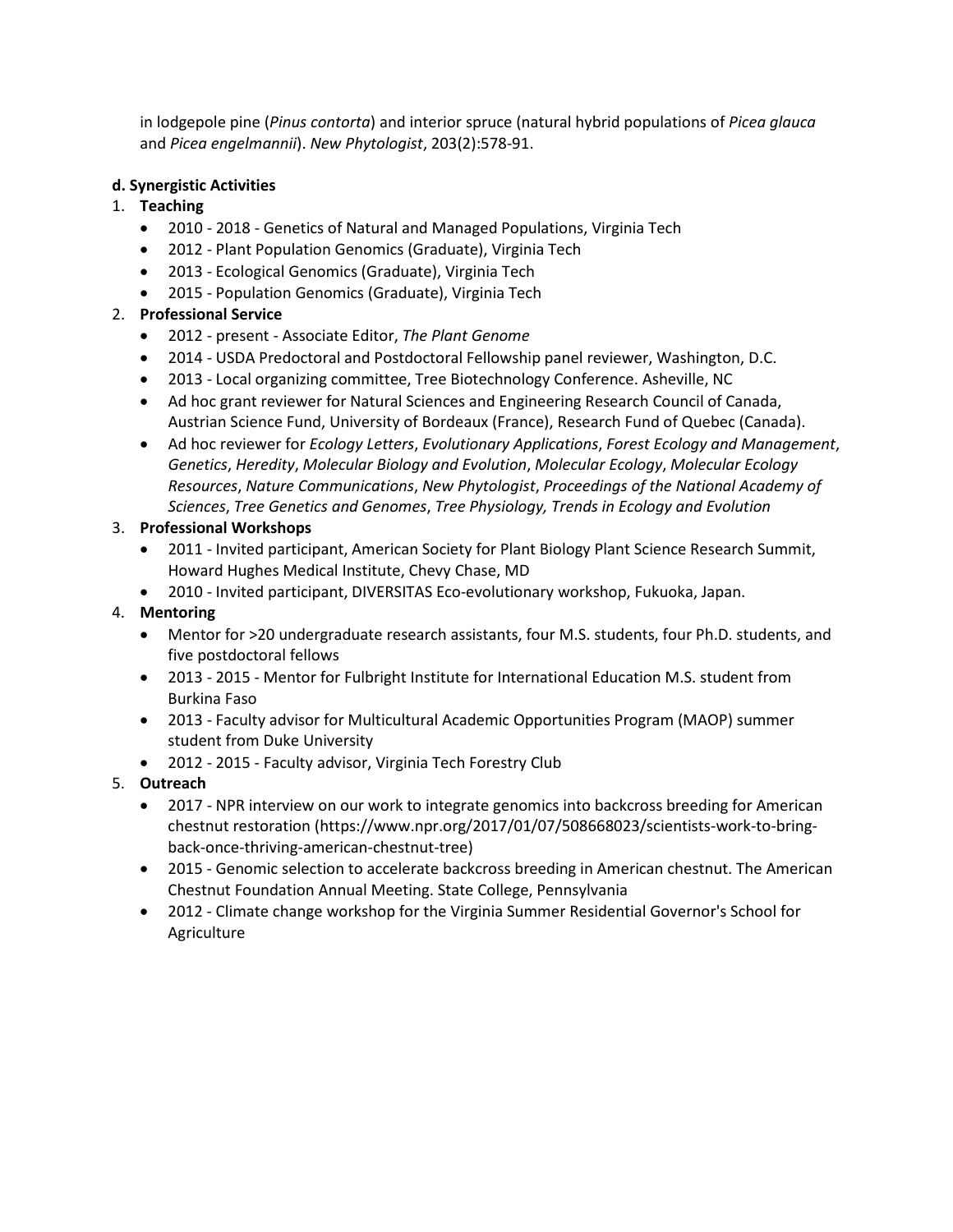in lodgepole pine (*Pinus contorta*) and interior spruce (natural hybrid populations of *Picea glauca* and *Picea engelmannii*). *New Phytologist*, 203(2):578-91.

**d. Synergistic Activities**

1. **Teaching**
   - 2010 - 2018 - Genetics of Natural and Managed Populations, Virginia Tech
   - 2012 - Plant Population Genomics (Graduate), Virginia Tech
   - 2013 - Ecological Genomics (Graduate), Virginia Tech
   - 2015 - Population Genomics (Graduate), Virginia Tech
2. **Professional Service**
   - 2012 - present - Associate Editor, *The Plant Genome*
   - 2014 - USDA Predoctoral and Postdoctoral Fellowship panel reviewer, Washington, D.C.
   - 2013 - Local organizing committee, Tree Biotechnology Conference. Asheville, NC
   - Ad hoc grant reviewer for Natural Sciences and Engineering Research Council of Canada, Austrian Science Fund, University of Bordeaux (France), Research Fund of Quebec (Canada).
   - Ad hoc reviewer for *Ecology Letters*, *Evolutionary Applications*, *Forest Ecology and Management*, *Genetics*, *Heredity*, *Molecular Biology and Evolution*, *Molecular Ecology*, *Molecular Ecology Resources*, *Nature Communications*, *New Phytologist*, *Proceedings of the National Academy of Sciences*, *Tree Genetics and Genomes*, *Tree Physiology, Trends in Ecology and Evolution*
3. **Professional Workshops**
   - 2011 - Invited participant, American Society for Plant Biology Plant Science Research Summit, Howard Hughes Medical Institute, Chevy Chase, MD
   - 2010 - Invited participant, DIVERSITAS Eco-evolutionary workshop, Fukuoka, Japan.
4. **Mentoring**
   - Mentor for >20 undergraduate research assistants, four M.S. students, four Ph.D. students, and five postdoctoral fellows
   - 2013 - 2015 - Mentor for Fulbright Institute for International Education M.S. student from Burkina Faso
   - 2013 - Faculty advisor for Multicultural Academic Opportunities Program (MAOP) summer student from Duke University
   - 2012 - 2015 - Faculty advisor, Virginia Tech Forestry Club
5. **Outreach**
   - 2017 - NPR interview on our work to integrate genomics into backcross breeding for American chestnut restoration (https://www.npr.org/2017/01/07/508668023/scientists-work-to-bring-back-once-thriving-american-chestnut-tree)
   - 2015 - Genomic selection to accelerate backcross breeding in American chestnut. The American Chestnut Foundation Annual Meeting. State College, Pennsylvania
   - 2012 - Climate change workshop for the Virginia Summer Residential Governor's School for Agriculture